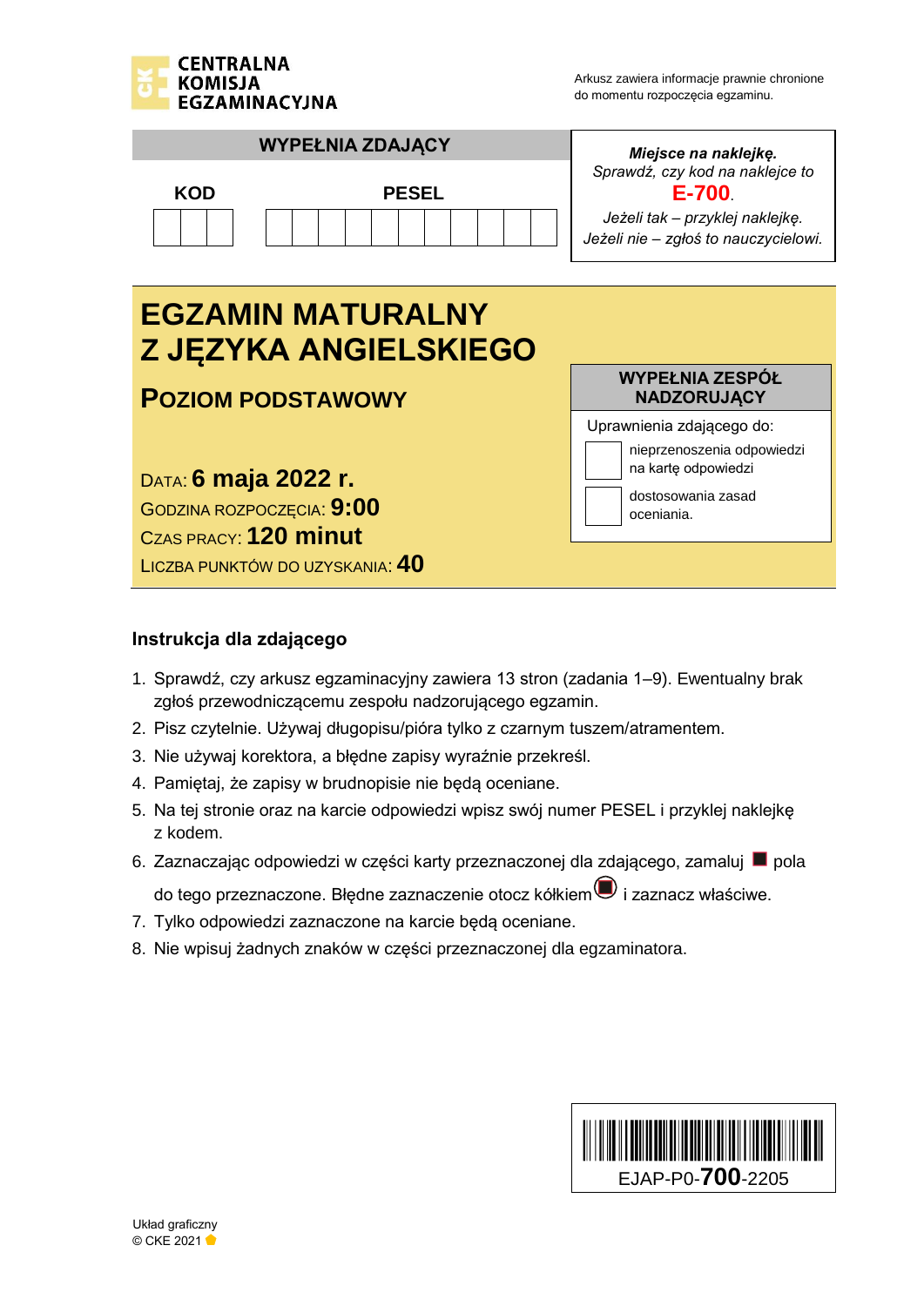CENTRALNA
KOMISJA
EGZAMINACYJNA

Arkusz zawiera informacje prawnie chronione do momentu rozpoczęcia egzaminu.

**WYPEŁNIA ZDAJĄCY**

| KOD | PESEL |
|---|---|
| | |

*Miejsce na naklejkę.*
*Sprawdź, czy kod na naklejce to* **E-700**.
*Jeżeli tak – przyklej naklejkę.*
*Jeżeli nie – zgłoś to nauczycielowi.*

# EGZAMIN MATURALNY Z JĘZYKA ANGIELSKIEGO

## POZIOM PODSTAWOWY

DATA: **6 maja 2022 r.**
GODZINA ROZPOCZĘCIA: **9:00**
CZAS PRACY: **120 minut**
LICZBA PUNKTÓW DO UZYSKANIA: **40**

**WYPEŁNIA ZESPÓŁ NADZORUJĄCY**

Uprawnienia zdającego do:

- ☐ nieprzenoszenia odpowiedzi na kartę odpowiedzi
- ☐ dostosowania zasad oceniania.

### Instrukcja dla zdającego

1. Sprawdź, czy arkusz egzaminacyjny zawiera 13 stron (zadania 1–9). Ewentualny brak zgłoś przewodniczącemu zespołu nadzorującego egzamin.
2. Pisz czytelnie. Używaj długopisu/pióra tylko z czarnym tuszem/atramentem.
3. Nie używaj korektora, a błędne zapisy wyraźnie przekreśl.
4. Pamiętaj, że zapisy w brudnopisie nie będą oceniane.
5. Na tej stronie oraz na karcie odpowiedzi wpisz swój numer PESEL i przyklej naklejkę z kodem.
6. Zaznaczając odpowiedzi w części karty przeznaczonej dla zdającego, zamaluj ■ pola do tego przeznaczone. Błędne zaznaczenie otocz kółkiem i zaznacz właściwe.
7. Tylko odpowiedzi zaznaczone na karcie będą oceniane.
8. Nie wpisuj żadnych znaków w części przeznaczonej dla egzaminatora.

EJAP-P0-**700**-2205

Układ graficzny
© CKE 2021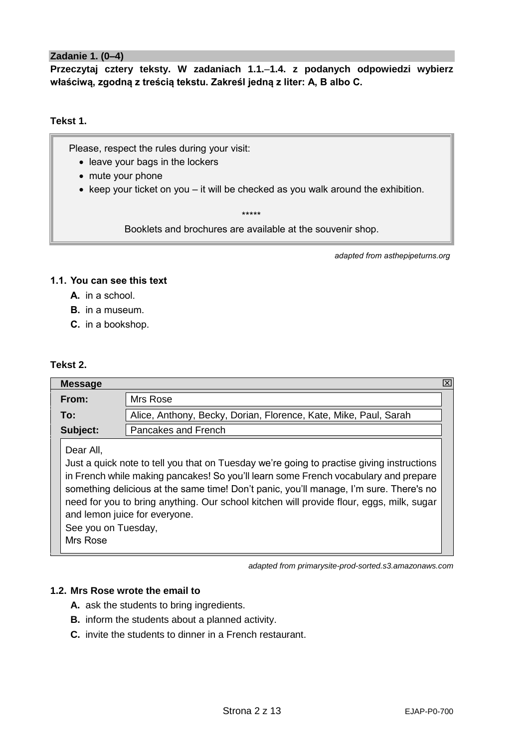**Zadanie 1. (0–4)**

**Przeczytaj cztery teksty. W zadaniach 1.1.–1.4. z podanych odpowiedzi wybierz właściwą, zgodną z treścią tekstu. Zakreśl jedną z liter: A, B albo C.**

**Tekst 1.**

> Please, respect the rules during your visit:
>
> - leave your bags in the lockers
> - mute your phone
> - keep your ticket on you – it will be checked as you walk around the exhibition.
>
> *****
>
> Booklets and brochures are available at the souvenir shop.

*adapted from asthepipeturns.org*

**1.1. You can see this text**

**A.** in a school.
**B.** in a museum.
**C.** in a bookshop.

**Tekst 2.**

**Message**

| | |
|---|---|
| **From:** | Mrs Rose |
| **To:** | Alice, Anthony, Becky, Dorian, Florence, Kate, Mike, Paul, Sarah |
| **Subject:** | Pancakes and French |

> Dear All,
> Just a quick note to tell you that on Tuesday we're going to practise giving instructions in French while making pancakes! So you'll learn some French vocabulary and prepare something delicious at the same time! Don't panic, you'll manage, I'm sure. There's no need for you to bring anything. Our school kitchen will provide flour, eggs, milk, sugar and lemon juice for everyone.
> See you on Tuesday,
> Mrs Rose

*adapted from primarysite-prod-sorted.s3.amazonaws.com*

**1.2. Mrs Rose wrote the email to**

**A.** ask the students to bring ingredients.
**B.** inform the students about a planned activity.
**C.** invite the students to dinner in a French restaurant.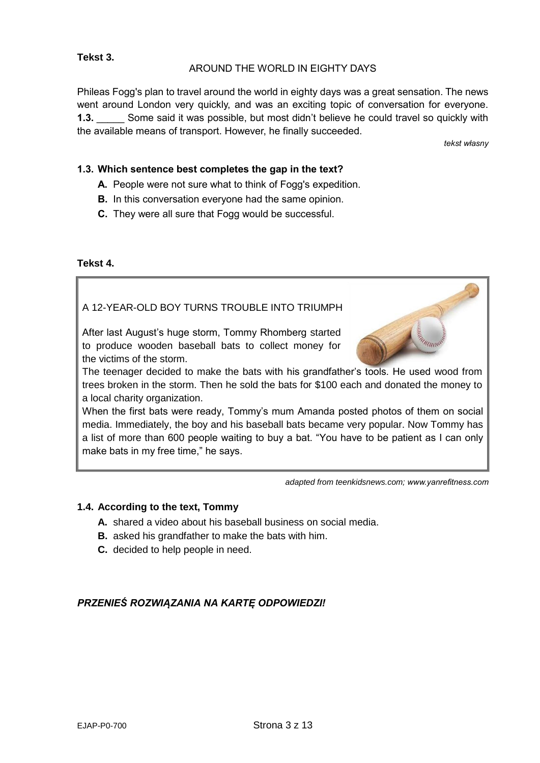**Tekst 3.**

AROUND THE WORLD IN EIGHTY DAYS

Phileas Fogg's plan to travel around the world in eighty days was a great sensation. The news went around London very quickly, and was an exciting topic of conversation for everyone. **1.3.** _____ Some said it was possible, but most didn't believe he could travel so quickly with the available means of transport. However, he finally succeeded.

*tekst własny*

**1.3. Which sentence best completes the gap in the text?**

- **A.** People were not sure what to think of Fogg's expedition.
- **B.** In this conversation everyone had the same opinion.
- **C.** They were all sure that Fogg would be successful.

**Tekst 4.**

A 12-YEAR-OLD BOY TURNS TROUBLE INTO TRIUMPH

After last August's huge storm, Tommy Rhomberg started to produce wooden baseball bats to collect money for the victims of the storm.

The teenager decided to make the bats with his grandfather's tools. He used wood from trees broken in the storm. Then he sold the bats for $100 each and donated the money to a local charity organization.

When the first bats were ready, Tommy's mum Amanda posted photos of them on social media. Immediately, the boy and his baseball bats became very popular. Now Tommy has a list of more than 600 people waiting to buy a bat. "You have to be patient as I can only make bats in my free time," he says.

*adapted from teenkidsnews.com; www.yanrefitness.com*

**1.4. According to the text, Tommy**

- **A.** shared a video about his baseball business on social media.
- **B.** asked his grandfather to make the bats with him.
- **C.** decided to help people in need.

***PRZENIEŚ ROZWIĄZANIA NA KARTĘ ODPOWIEDZI!***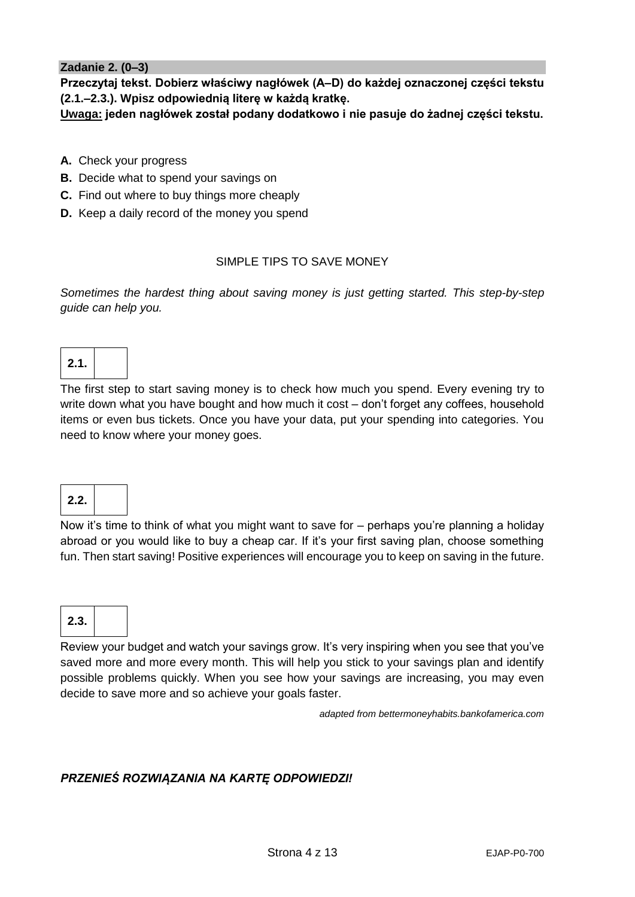**Zadanie 2. (0–3)**

**Przeczytaj tekst. Dobierz właściwy nagłówek (A–D) do każdej oznaczonej części tekstu (2.1.–2.3.). Wpisz odpowiednią literę w każdą kratkę.**

**<u>Uwaga:</u> jeden nagłówek został podany dodatkowo i nie pasuje do żadnej części tekstu.**

- **A.** Check your progress
- **B.** Decide what to spend your savings on
- **C.** Find out where to buy things more cheaply
- **D.** Keep a daily record of the money you spend

SIMPLE TIPS TO SAVE MONEY

*Sometimes the hardest thing about saving money is just getting started. This step-by-step guide can help you.*

| **2.1.** | |
|---|---|

The first step to start saving money is to check how much you spend. Every evening try to write down what you have bought and how much it cost – don't forget any coffees, household items or even bus tickets. Once you have your data, put your spending into categories. You need to know where your money goes.

| **2.2.** | |
|---|---|

Now it's time to think of what you might want to save for – perhaps you're planning a holiday abroad or you would like to buy a cheap car. If it's your first saving plan, choose something fun. Then start saving! Positive experiences will encourage you to keep on saving in the future.

| **2.3.** | |
|---|---|

Review your budget and watch your savings grow. It's very inspiring when you see that you've saved more and more every month. This will help you stick to your savings plan and identify possible problems quickly. When you see how your savings are increasing, you may even decide to save more and so achieve your goals faster.

*adapted from bettermoneyhabits.bankofamerica.com*

***PRZENIEŚ ROZWIĄZANIA NA KARTĘ ODPOWIEDZI!***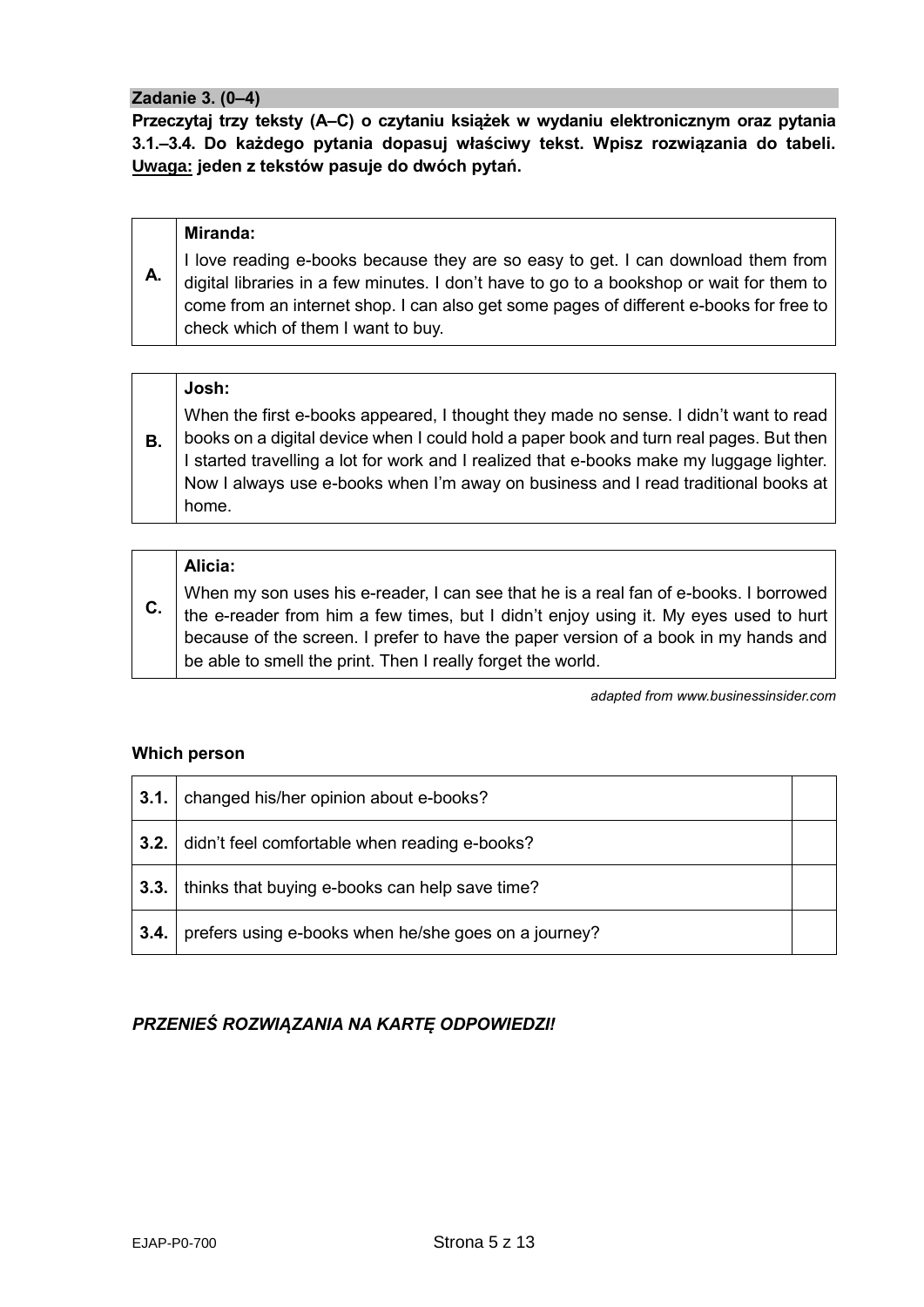## Zadanie 3. (0–4)

**Przeczytaj trzy teksty (A–C) o czytaniu książek w wydaniu elektronicznym oraz pytania 3.1.–3.4. Do każdego pytania dopasuj właściwy tekst. Wpisz rozwiązania do tabeli. <u>Uwaga:</u> jeden z tekstów pasuje do dwóch pytań.**

| | |
|---|---|
| **A.** | **Miranda:** I love reading e-books because they are so easy to get. I can download them from digital libraries in a few minutes. I don't have to go to a bookshop or wait for them to come from an internet shop. I can also get some pages of different e-books for free to check which of them I want to buy. |

| | |
|---|---|
| **B.** | **Josh:** When the first e-books appeared, I thought they made no sense. I didn't want to read books on a digital device when I could hold a paper book and turn real pages. But then I started travelling a lot for work and I realized that e-books make my luggage lighter. Now I always use e-books when I'm away on business and I read traditional books at home. |

| | |
|---|---|
| **C.** | **Alicia:** When my son uses his e-reader, I can see that he is a real fan of e-books. I borrowed the e-reader from him a few times, but I didn't enjoy using it. My eyes used to hurt because of the screen. I prefer to have the paper version of a book in my hands and be able to smell the print. Then I really forget the world. |

*adapted from www.businessinsider.com*

**Which person**

| | | |
|---|---|---|
| **3.1.** | changed his/her opinion about e-books? | |
| **3.2.** | didn't feel comfortable when reading e-books? | |
| **3.3.** | thinks that buying e-books can help save time? | |
| **3.4.** | prefers using e-books when he/she goes on a journey? | |

***PRZENIEŚ ROZWIĄZANIA NA KARTĘ ODPOWIEDZI!***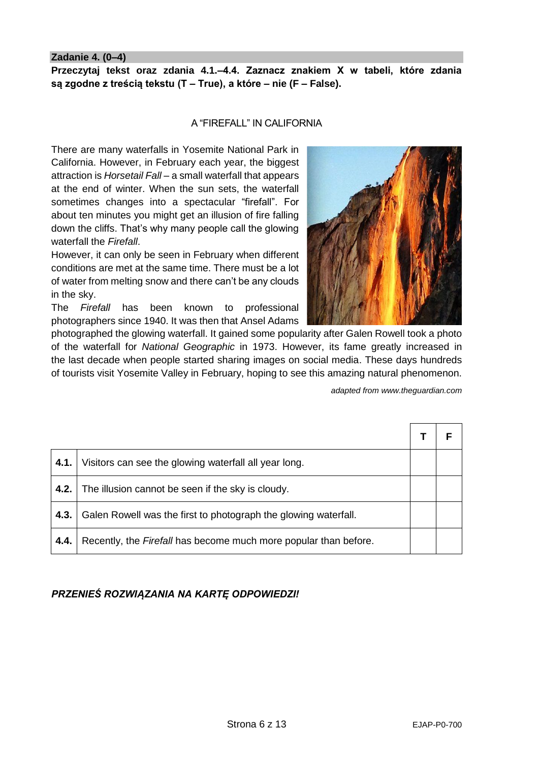**Zadanie 4. (0–4)**

**Przeczytaj tekst oraz zdania 4.1.–4.4. Zaznacz znakiem X w tabeli, które zdania są zgodne z treścią tekstu (T – True), a które – nie (F – False).**

A "FIREFALL" IN CALIFORNIA

There are many waterfalls in Yosemite National Park in California. However, in February each year, the biggest attraction is *Horsetail Fall* – a small waterfall that appears at the end of winter. When the sun sets, the waterfall sometimes changes into a spectacular "firefall". For about ten minutes you might get an illusion of fire falling down the cliffs. That's why many people call the glowing waterfall the *Firefall*.

However, it can only be seen in February when different conditions are met at the same time. There must be a lot of water from melting snow and there can't be any clouds in the sky.

The *Firefall* has been known to professional photographers since 1940. It was then that Ansel Adams photographed the glowing waterfall. It gained some popularity after Galen Rowell took a photo of the waterfall for *National Geographic* in 1973. However, its fame greatly increased in the last decade when people started sharing images on social media. These days hundreds of tourists visit Yosemite Valley in February, hoping to see this amazing natural phenomenon.

*adapted from www.theguardian.com*

| | | T | F |
|---|---|---|---|
| 4.1. | Visitors can see the glowing waterfall all year long. | | |
| 4.2. | The illusion cannot be seen if the sky is cloudy. | | |
| 4.3. | Galen Rowell was the first to photograph the glowing waterfall. | | |
| 4.4. | Recently, the *Firefall* has become much more popular than before. | | |

***PRZENIEŚ ROZWIĄZANIA NA KARTĘ ODPOWIEDZI!***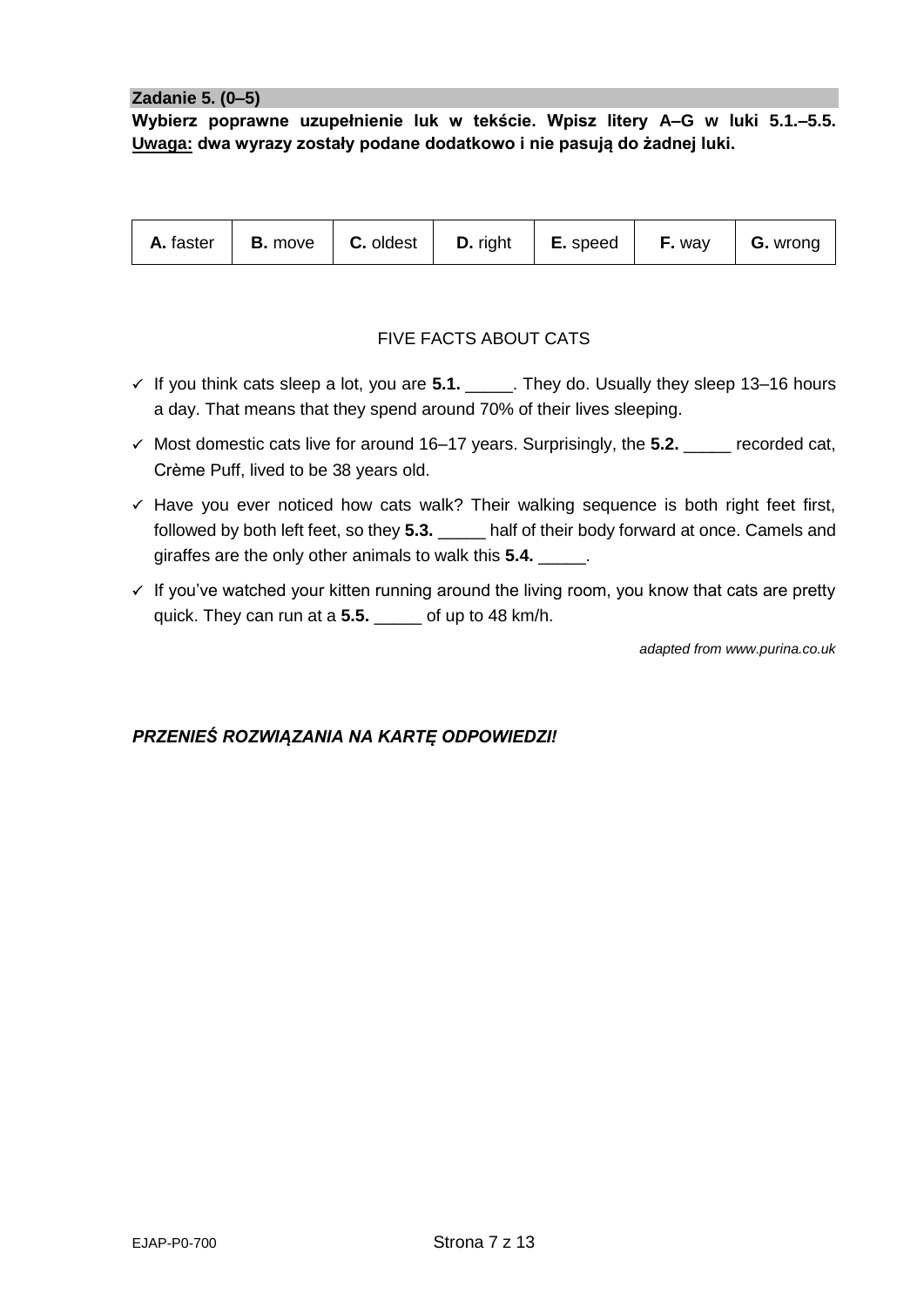**Zadanie 5. (0–5)**

**Wybierz poprawne uzupełnienie luk w tekście. Wpisz litery A–G w luki 5.1.–5.5.**
**Uwaga: dwa wyrazy zostały podane dodatkowo i nie pasują do żadnej luki.**

| **A.** faster | **B.** move | **C.** oldest | **D.** right | **E.** speed | **F.** way | **G.** wrong |
|---|---|---|---|---|---|---|

FIVE FACTS ABOUT CATS

- ✓ If you think cats sleep a lot, you are **5.1.** _____. They do. Usually they sleep 13–16 hours a day. That means that they spend around 70% of their lives sleeping.
- ✓ Most domestic cats live for around 16–17 years. Surprisingly, the **5.2.** _____ recorded cat, Crème Puff, lived to be 38 years old.
- ✓ Have you ever noticed how cats walk? Their walking sequence is both right feet first, followed by both left feet, so they **5.3.** _____ half of their body forward at once. Camels and giraffes are the only other animals to walk this **5.4.** _____.
- ✓ If you've watched your kitten running around the living room, you know that cats are pretty quick. They can run at a **5.5.** _____ of up to 48 km/h.

*adapted from www.purina.co.uk*

***PRZENIEŚ ROZWIĄZANIA NA KARTĘ ODPOWIEDZI!***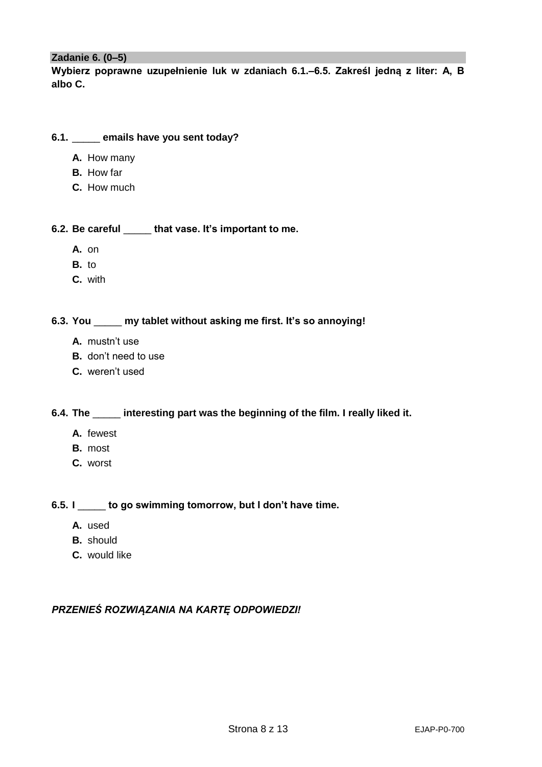**Zadanie 6. (0–5)**

**Wybierz poprawne uzupełnienie luk w zdaniach 6.1.–6.5. Zakreśl jedną z liter: A, B albo C.**

**6.1.** _____ **emails have you sent today?**

- **A.** How many
- **B.** How far
- **C.** How much

**6.2. Be careful** _____ **that vase. It's important to me.**

- **A.** on
- **B.** to
- **C.** with

**6.3. You** _____ **my tablet without asking me first. It's so annoying!**

- **A.** mustn't use
- **B.** don't need to use
- **C.** weren't used

**6.4. The** _____ **interesting part was the beginning of the film. I really liked it.**

- **A.** fewest
- **B.** most
- **C.** worst

**6.5. I** _____ **to go swimming tomorrow, but I don't have time.**

- **A.** used
- **B.** should
- **C.** would like

***PRZENIEŚ ROZWIĄZANIA NA KARTĘ ODPOWIEDZI!***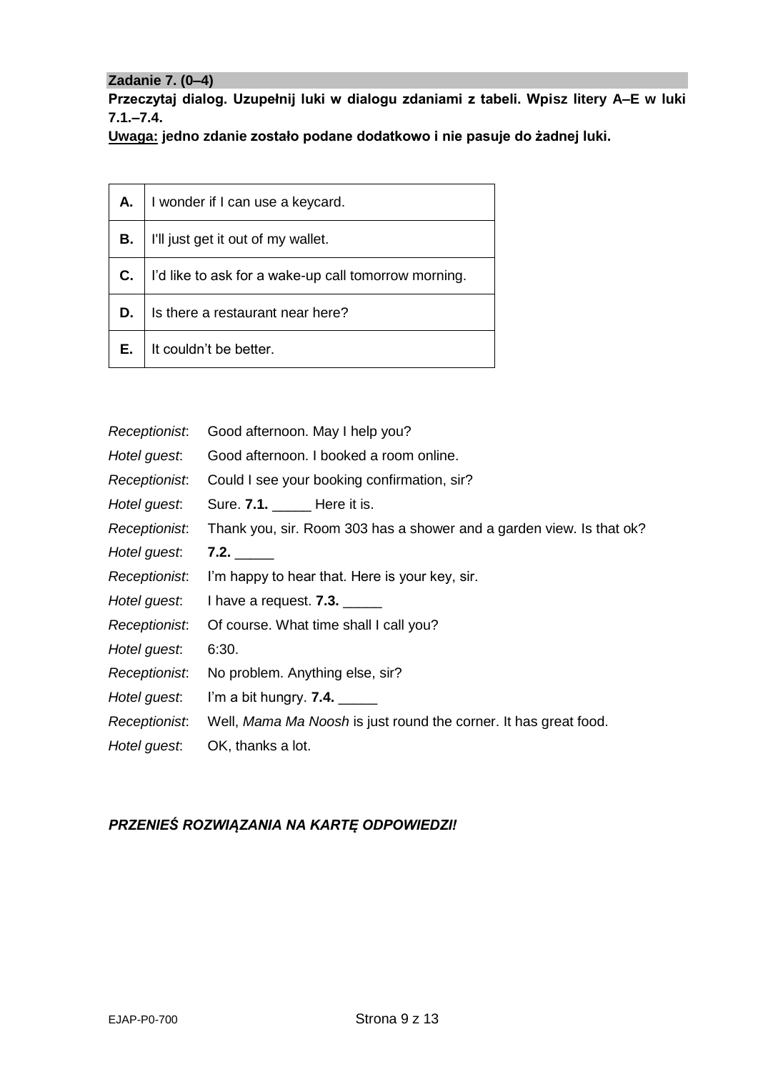### Zadanie 7. (0–4)

**Przeczytaj dialog. Uzupełnij luki w dialogu zdaniami z tabeli. Wpisz litery A–E w luki 7.1.–7.4.**

**<u>Uwaga:</u> jedno zdanie zostało podane dodatkowo i nie pasuje do żadnej luki.**

| | |
|---|---|
| **A.** | I wonder if I can use a keycard. |
| **B.** | I'll just get it out of my wallet. |
| **C.** | I'd like to ask for a wake-up call tomorrow morning. |
| **D.** | Is there a restaurant near here? |
| **E.** | It couldn't be better. |

*Receptionist*: Good afternoon. May I help you?

*Hotel guest*: Good afternoon. I booked a room online.

*Receptionist*: Could I see your booking confirmation, sir?

*Hotel guest*: Sure. **7.1.** _____ Here it is.

*Receptionist*: Thank you, sir. Room 303 has a shower and a garden view. Is that ok?

*Hotel guest*: **7.2.** _____

*Receptionist*: I'm happy to hear that. Here is your key, sir.

*Hotel guest*: I have a request. **7.3.** _____

*Receptionist*: Of course. What time shall I call you?

*Hotel guest*: 6:30.

*Receptionist*: No problem. Anything else, sir?

*Hotel guest*: I'm a bit hungry. **7.4.** _____

*Receptionist*: Well, *Mama Ma Noosh* is just round the corner. It has great food.

*Hotel guest*: OK, thanks a lot.

***PRZENIEŚ ROZWIĄZANIA NA KARTĘ ODPOWIEDZI!***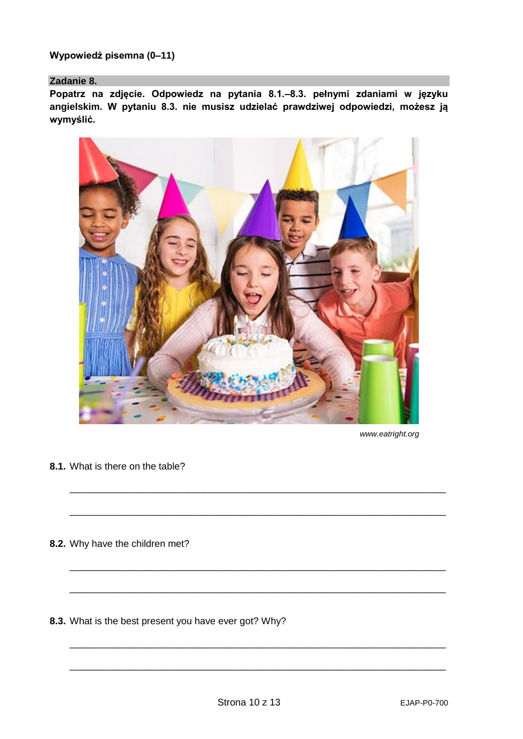**Wypowiedź pisemna (0–11)**

**Zadanie 8.**

**Popatrz na zdjęcie. Odpowiedz na pytania 8.1.–8.3. pełnymi zdaniami w języku angielskim. W pytaniu 8.3. nie musisz udzielać prawdziwej odpowiedzi, możesz ją wymyślić.**

*www.eatright.org*

**8.1.** What is there on the table?

___________________________________________________________________

___________________________________________________________________

**8.2.** Why have the children met?

___________________________________________________________________

___________________________________________________________________

**8.3.** What is the best present you have ever got? Why?

___________________________________________________________________

___________________________________________________________________

EJAP-P0-700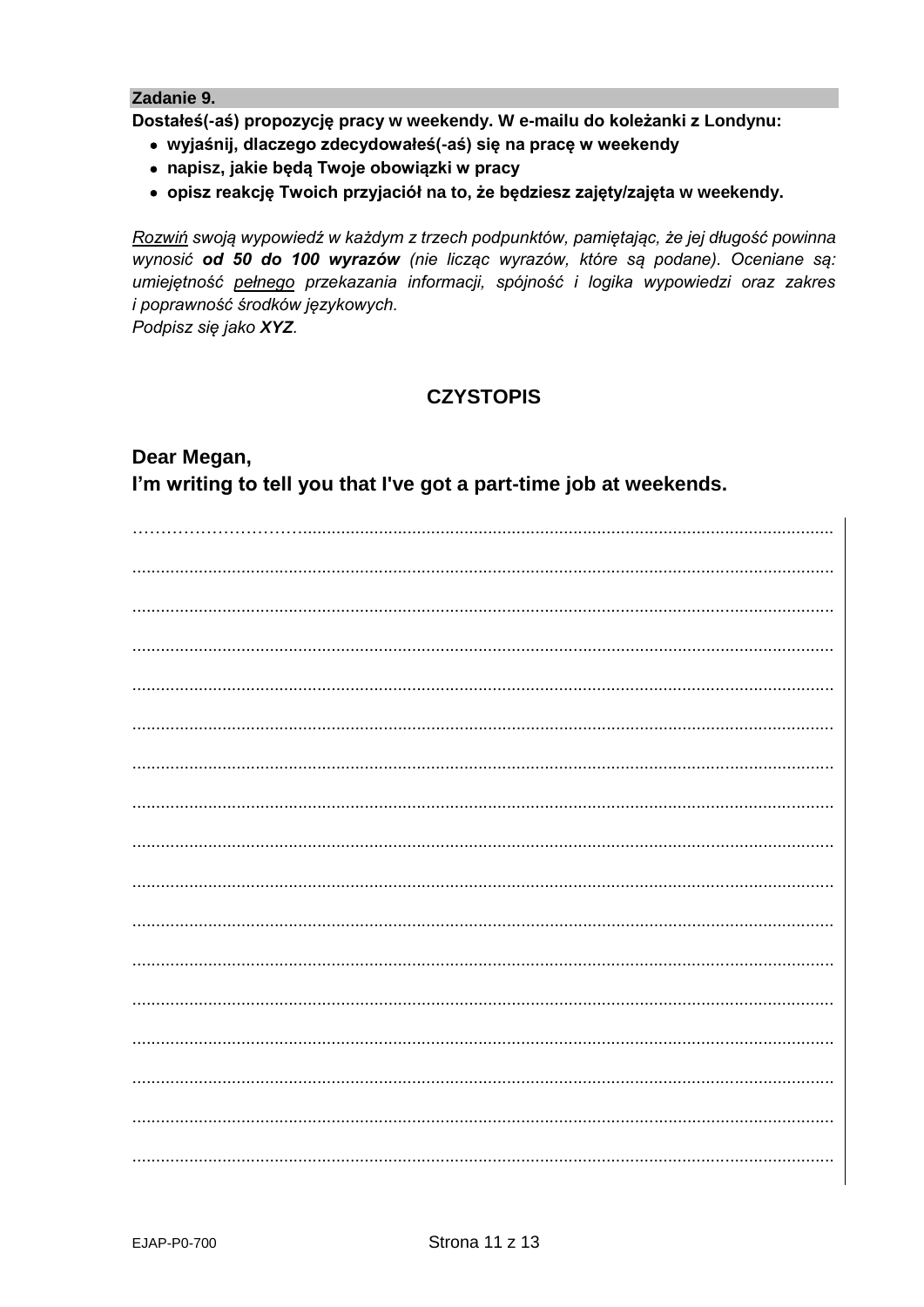**Zadanie 9.**

**Dostałeś(-aś) propozycję pracy w weekendy. W e-mailu do koleżanki z Londynu:**

- **wyjaśnij, dlaczego zdecydowałeś(-aś) się na pracę w weekendy**
- **napisz, jakie będą Twoje obowiązki w pracy**
- **opisz reakcję Twoich przyjaciół na to, że będziesz zajęty/zajęta w weekendy.**

*Rozwiń swoją wypowiedź w każdym z trzech podpunktów, pamiętając, że jej długość powinna wynosić **od 50 do 100 wyrazów** (nie licząc wyrazów, które są podane). Oceniane są: umiejętność pełnego przekazania informacji, spójność i logika wypowiedzi oraz zakres i poprawność środków językowych.*
*Podpisz się jako **XYZ**.*

## CZYSTOPIS

**Dear Megan,**
**I'm writing to tell you that I've got a part-time job at weekends.**

.......................................................................................................................................

.......................................................................................................................................

.......................................................................................................................................

.......................................................................................................................................

.......................................................................................................................................

.......................................................................................................................................

.......................................................................................................................................

.......................................................................................................................................

.......................................................................................................................................

.......................................................................................................................................

.......................................................................................................................................

.......................................................................................................................................

.......................................................................................................................................

.......................................................................................................................................

.......................................................................................................................................

.......................................................................................................................................

.......................................................................................................................................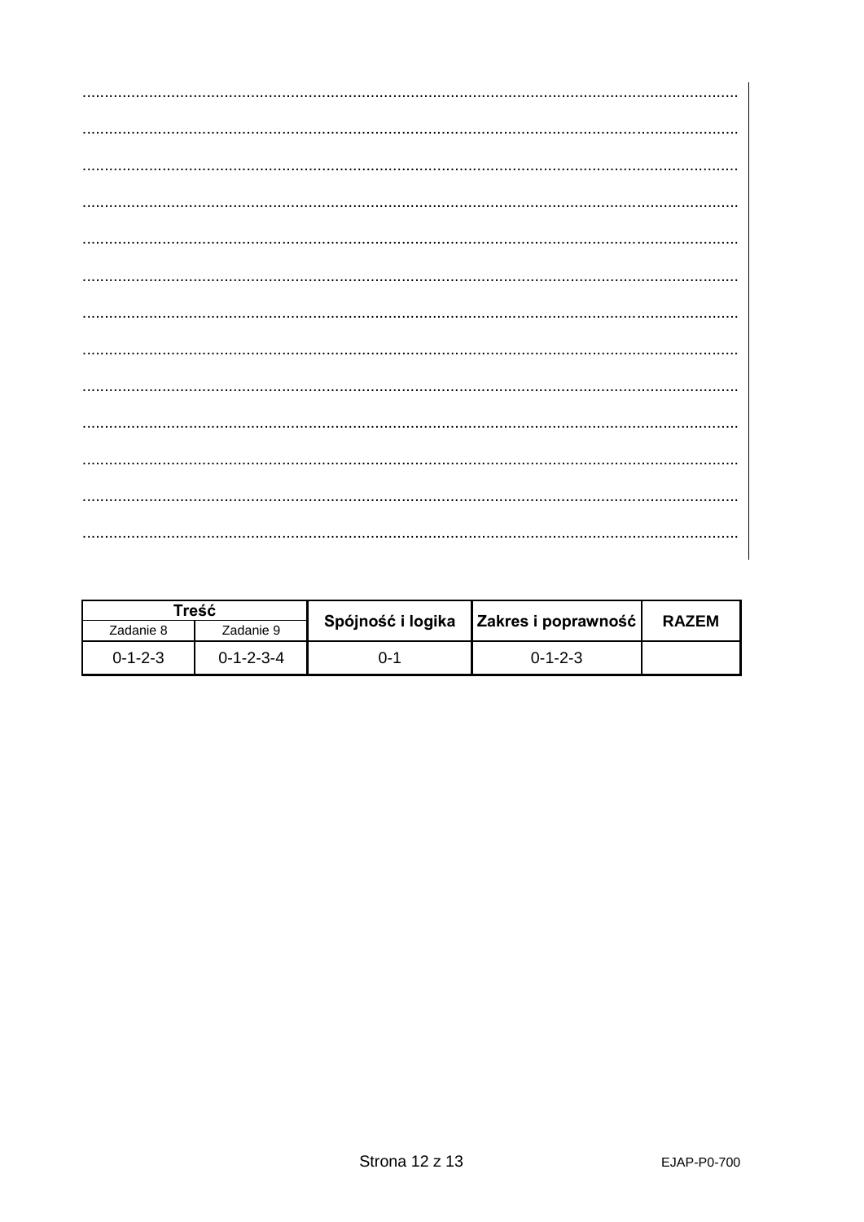| Treść | | Spójność i logika | Zakres i poprawność | RAZEM |
|---|---|---|---|---|
| Zadanie 8 | Zadanie 9 | | | |
| 0-1-2-3 | 0-1-2-3-4 | 0-1 | 0-1-2-3 | |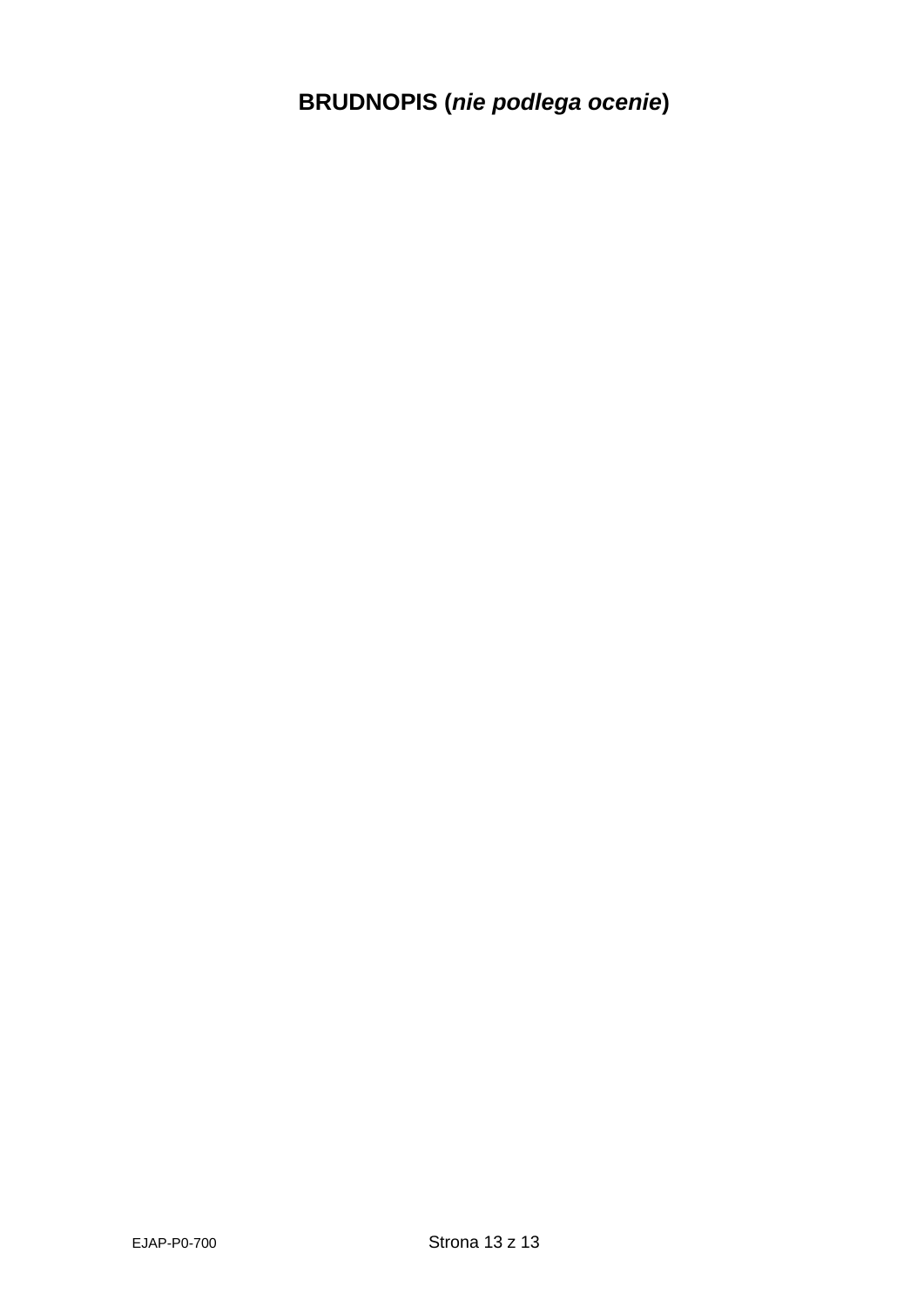**BRUDNOPIS (*nie podlega ocenie*)**